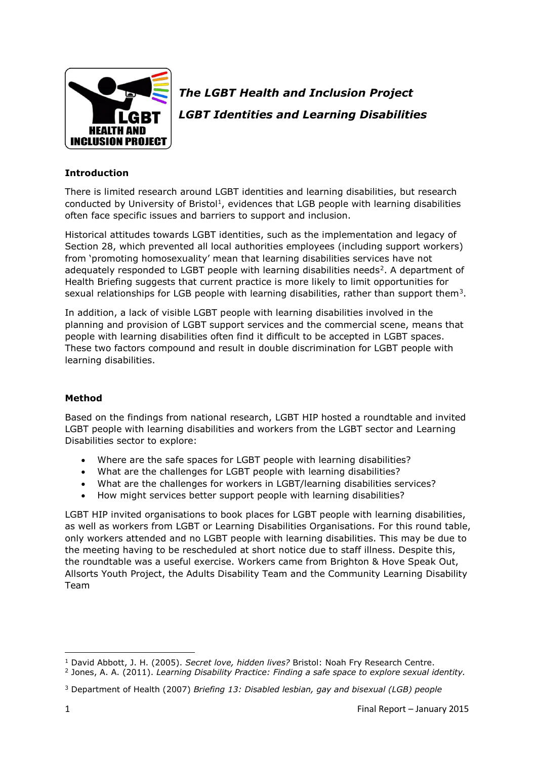# *The LGBT Health and Inclusion Project*

## *LGBT Identities and Learning Disabilities*

**Introduction**

There is limited research around LGBT identities and learning disabilities, but research conducted by University of Bristol[1], evidences that LGB people with learning disabilities often face specific issues and barriers to support and inclusion.

Historical attitudes towards LGBT identities, such as the implementation and legacy of Section 28, which prevented all local authorities employees (including support workers) from 'promoting homosexuality' mean that learning disabilities services have not adequately responded to LGBT people with learning disabilities needs[2]. A department of Health Briefing suggests that current practice is more likely to limit opportunities for sexual relationships for LGB people with learning disabilities, rather than support them[3].

In addition, a lack of visible LGBT people with learning disabilities involved in the planning and provision of LGBT support services and the commercial scene, means that people with learning disabilities often find it difficult to be accepted in LGBT spaces. These two factors compound and result in double discrimination for LGBT people with learning disabilities.

**Method**

Based on the findings from national research, LGBT HIP hosted a roundtable and invited LGBT people with learning disabilities and workers from the LGBT sector and Learning Disabilities sector to explore:

- Where are the safe spaces for LGBT people with learning disabilities?
- What are the challenges for LGBT people with learning disabilities?
- What are the challenges for workers in LGBT/learning disabilities services?
- How might services better support people with learning disabilities?

LGBT HIP invited organisations to book places for LGBT people with learning disabilities, as well as workers from LGBT or Learning Disabilities Organisations. For this round table, only workers attended and no LGBT people with learning disabilities. This may be due to the meeting having to be rescheduled at short notice due to staff illness. Despite this, the roundtable was a useful exercise. Workers came from Brighton & Hove Speak Out, Allsorts Youth Project, the Adults Disability Team and the Community Learning Disability Team

---

[1] David Abbott, J. H. (2005). *Secret love, hidden lives?* Bristol: Noah Fry Research Centre.

[2] Jones, A. A. (2011). *Learning Disability Practice: Finding a safe space to explore sexual identity.*

[3] Department of Health (2007) *Briefing 13: Disabled lesbian, gay and bisexual (LGB) people*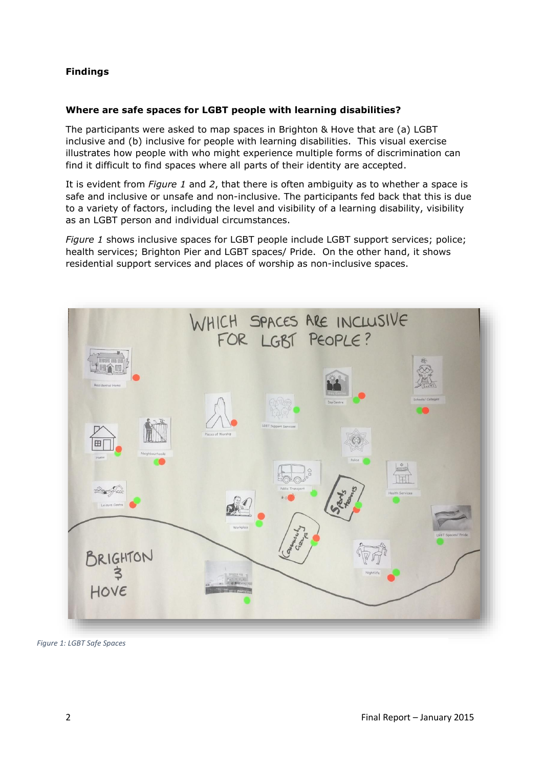## Findings

### Where are safe spaces for LGBT people with learning disabilities?

The participants were asked to map spaces in Brighton & Hove that are (a) LGBT inclusive and (b) inclusive for people with learning disabilities. This visual exercise illustrates how people with who might experience multiple forms of discrimination can find it difficult to find spaces where all parts of their identity are accepted.

It is evident from *Figure 1* and *2*, that there is often ambiguity as to whether a space is safe and inclusive or unsafe and non-inclusive. The participants fed back that this is due to a variety of factors, including the level and visibility of a learning disability, visibility as an LGBT person and individual circumstances.

*Figure 1* shows inclusive spaces for LGBT people include LGBT support services; police; health services; Brighton Pier and LGBT spaces/ Pride. On the other hand, it shows residential support services and places of worship as non-inclusive spaces.

*Figure 1: LGBT Safe Spaces*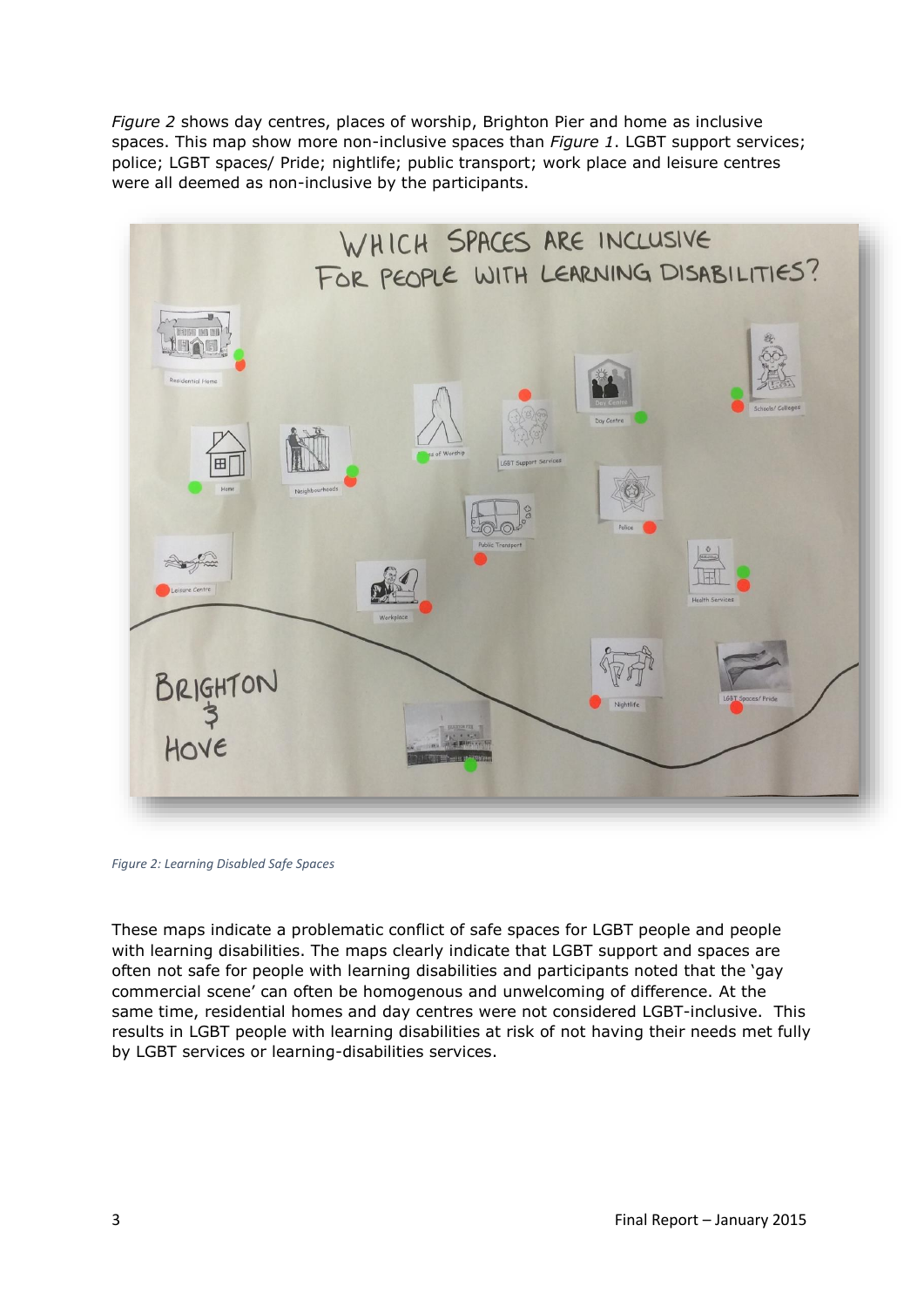*Figure 2* shows day centres, places of worship, Brighton Pier and home as inclusive spaces. This map show more non-inclusive spaces than *Figure 1*. LGBT support services; police; LGBT spaces/ Pride; nightlife; public transport; work place and leisure centres were all deemed as non-inclusive by the participants.

*Figure 2: Learning Disabled Safe Spaces*

These maps indicate a problematic conflict of safe spaces for LGBT people and people with learning disabilities. The maps clearly indicate that LGBT support and spaces are often not safe for people with learning disabilities and participants noted that the 'gay commercial scene' can often be homogenous and unwelcoming of difference. At the same time, residential homes and day centres were not considered LGBT-inclusive. This results in LGBT people with learning disabilities at risk of not having their needs met fully by LGBT services or learning-disabilities services.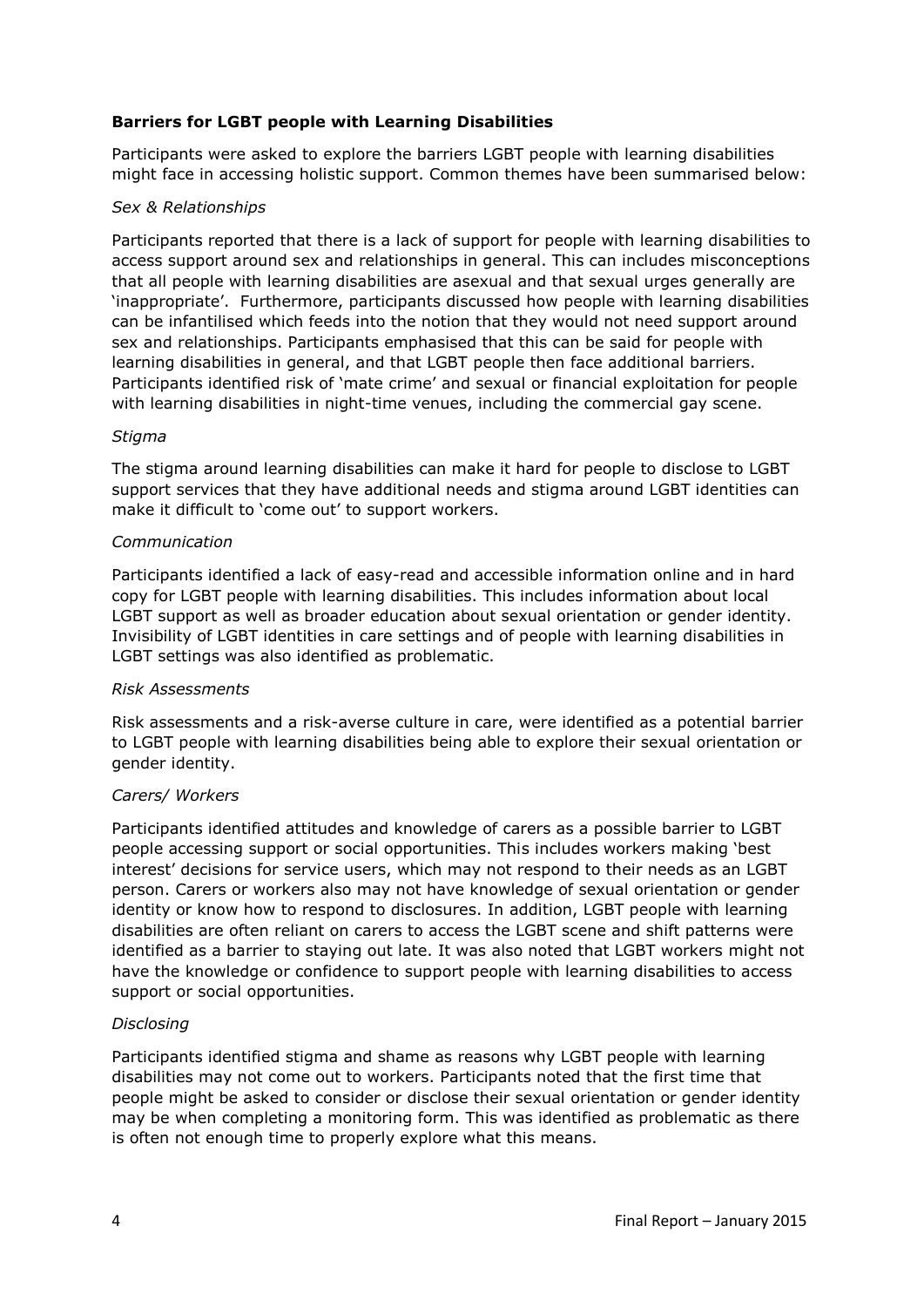**Barriers for LGBT people with Learning Disabilities**

Participants were asked to explore the barriers LGBT people with learning disabilities might face in accessing holistic support. Common themes have been summarised below:

*Sex & Relationships*

Participants reported that there is a lack of support for people with learning disabilities to access support around sex and relationships in general. This can includes misconceptions that all people with learning disabilities are asexual and that sexual urges generally are 'inappropriate'. Furthermore, participants discussed how people with learning disabilities can be infantilised which feeds into the notion that they would not need support around sex and relationships. Participants emphasised that this can be said for people with learning disabilities in general, and that LGBT people then face additional barriers. Participants identified risk of 'mate crime' and sexual or financial exploitation for people with learning disabilities in night-time venues, including the commercial gay scene.

*Stigma*

The stigma around learning disabilities can make it hard for people to disclose to LGBT support services that they have additional needs and stigma around LGBT identities can make it difficult to 'come out' to support workers.

*Communication*

Participants identified a lack of easy-read and accessible information online and in hard copy for LGBT people with learning disabilities. This includes information about local LGBT support as well as broader education about sexual orientation or gender identity. Invisibility of LGBT identities in care settings and of people with learning disabilities in LGBT settings was also identified as problematic.

*Risk Assessments*

Risk assessments and a risk-averse culture in care, were identified as a potential barrier to LGBT people with learning disabilities being able to explore their sexual orientation or gender identity.

*Carers/ Workers*

Participants identified attitudes and knowledge of carers as a possible barrier to LGBT people accessing support or social opportunities. This includes workers making 'best interest' decisions for service users, which may not respond to their needs as an LGBT person. Carers or workers also may not have knowledge of sexual orientation or gender identity or know how to respond to disclosures. In addition, LGBT people with learning disabilities are often reliant on carers to access the LGBT scene and shift patterns were identified as a barrier to staying out late. It was also noted that LGBT workers might not have the knowledge or confidence to support people with learning disabilities to access support or social opportunities.

*Disclosing*

Participants identified stigma and shame as reasons why LGBT people with learning disabilities may not come out to workers. Participants noted that the first time that people might be asked to consider or disclose their sexual orientation or gender identity may be when completing a monitoring form. This was identified as problematic as there is often not enough time to properly explore what this means.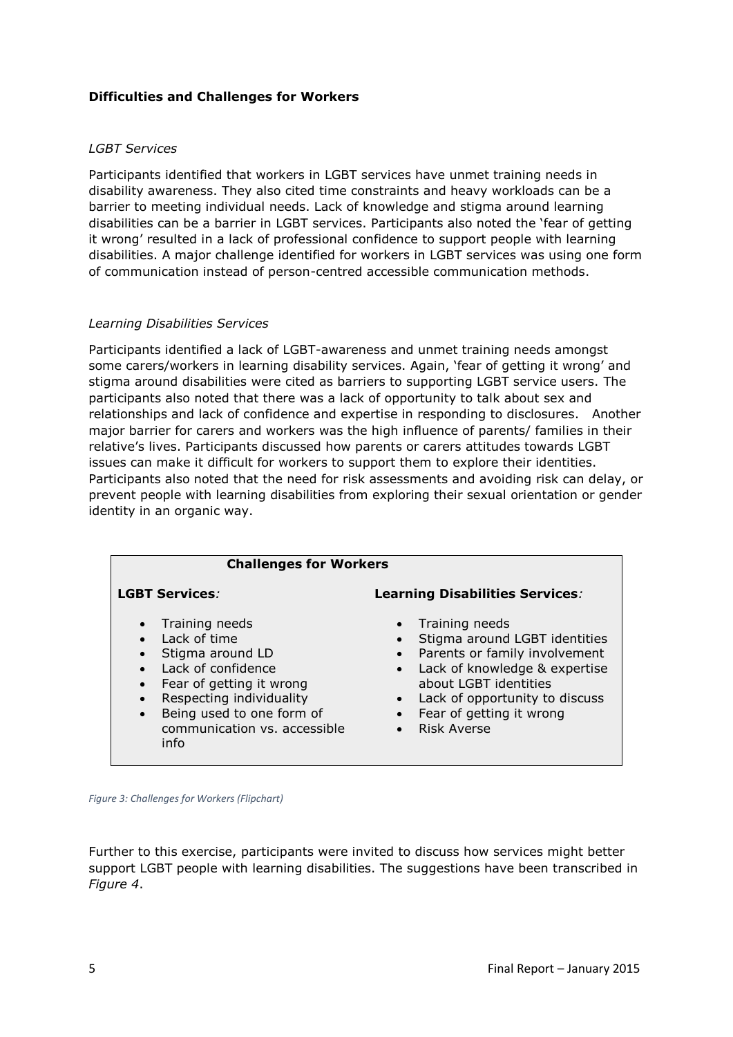**Difficulties and Challenges for Workers**

*LGBT Services*

Participants identified that workers in LGBT services have unmet training needs in disability awareness. They also cited time constraints and heavy workloads can be a barrier to meeting individual needs. Lack of knowledge and stigma around learning disabilities can be a barrier in LGBT services. Participants also noted the 'fear of getting it wrong' resulted in a lack of professional confidence to support people with learning disabilities. A major challenge identified for workers in LGBT services was using one form of communication instead of person-centred accessible communication methods.

*Learning Disabilities Services*

Participants identified a lack of LGBT-awareness and unmet training needs amongst some carers/workers in learning disability services. Again, 'fear of getting it wrong' and stigma around disabilities were cited as barriers to supporting LGBT service users. The participants also noted that there was a lack of opportunity to talk about sex and relationships and lack of confidence and expertise in responding to disclosures. Another major barrier for carers and workers was the high influence of parents/ families in their relative's lives. Participants discussed how parents or carers attitudes towards LGBT issues can make it difficult for workers to support them to explore their identities. Participants also noted that the need for risk assessments and avoiding risk can delay, or prevent people with learning disabilities from exploring their sexual orientation or gender identity in an organic way.

**Challenges for Workers**

**LGBT Services***:*

- Training needs
- Lack of time
- Stigma around LD
- Lack of confidence
- Fear of getting it wrong
- Respecting individuality
- Being used to one form of communication vs. accessible info

**Learning Disabilities Services***:*

- Training needs
- Stigma around LGBT identities
- Parents or family involvement
- Lack of knowledge & expertise about LGBT identities
- Lack of opportunity to discuss
- Fear of getting it wrong
- Risk Averse

*Figure 3: Challenges for Workers (Flipchart)*

Further to this exercise, participants were invited to discuss how services might better support LGBT people with learning disabilities. The suggestions have been transcribed in *Figure 4*.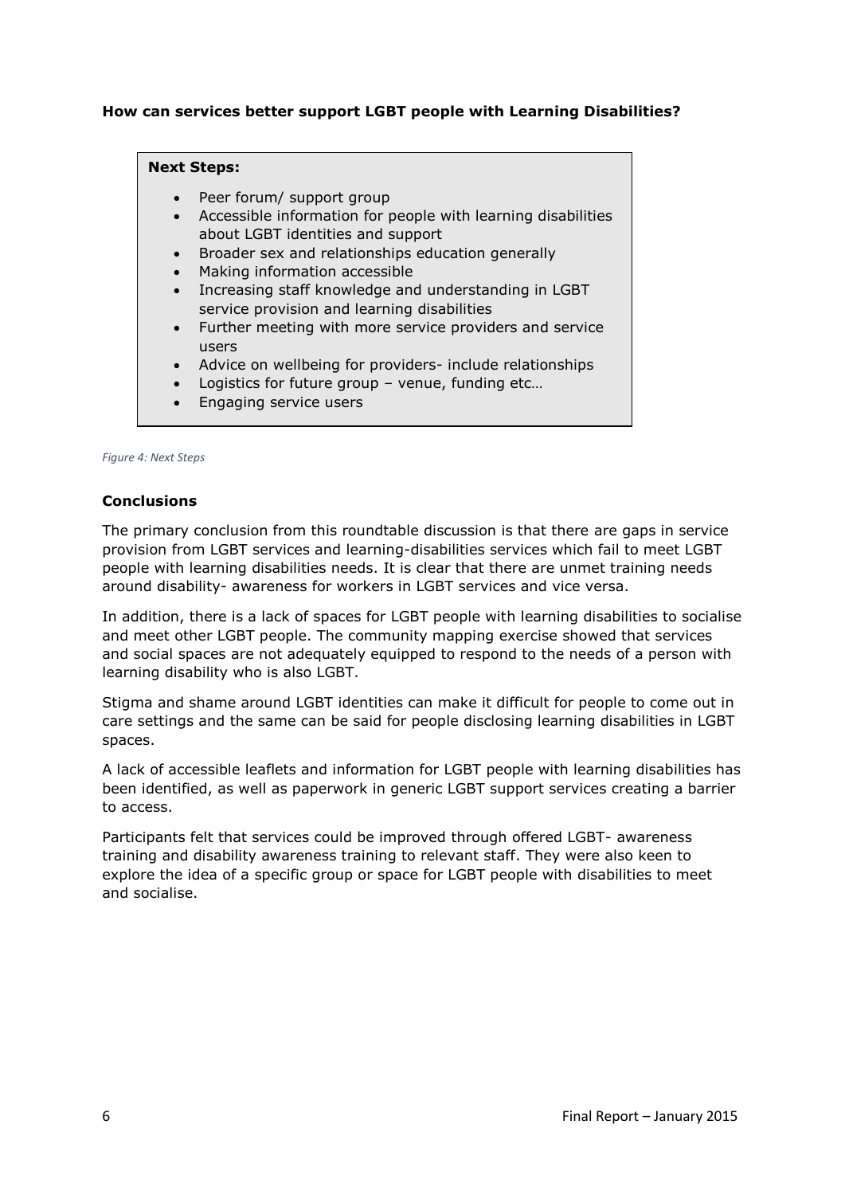**How can services better support LGBT people with Learning Disabilities?**

**Next Steps:**

- Peer forum/ support group
- Accessible information for people with learning disabilities about LGBT identities and support
- Broader sex and relationships education generally
- Making information accessible
- Increasing staff knowledge and understanding in LGBT service provision and learning disabilities
- Further meeting with more service providers and service users
- Advice on wellbeing for providers- include relationships
- Logistics for future group – venue, funding etc…
- Engaging service users

*Figure 4: Next Steps*

**Conclusions**

The primary conclusion from this roundtable discussion is that there are gaps in service provision from LGBT services and learning-disabilities services which fail to meet LGBT people with learning disabilities needs. It is clear that there are unmet training needs around disability- awareness for workers in LGBT services and vice versa.

In addition, there is a lack of spaces for LGBT people with learning disabilities to socialise and meet other LGBT people. The community mapping exercise showed that services and social spaces are not adequately equipped to respond to the needs of a person with learning disability who is also LGBT.

Stigma and shame around LGBT identities can make it difficult for people to come out in care settings and the same can be said for people disclosing learning disabilities in LGBT spaces.

A lack of accessible leaflets and information for LGBT people with learning disabilities has been identified, as well as paperwork in generic LGBT support services creating a barrier to access.

Participants felt that services could be improved through offered LGBT- awareness training and disability awareness training to relevant staff. They were also keen to explore the idea of a specific group or space for LGBT people with disabilities to meet and socialise.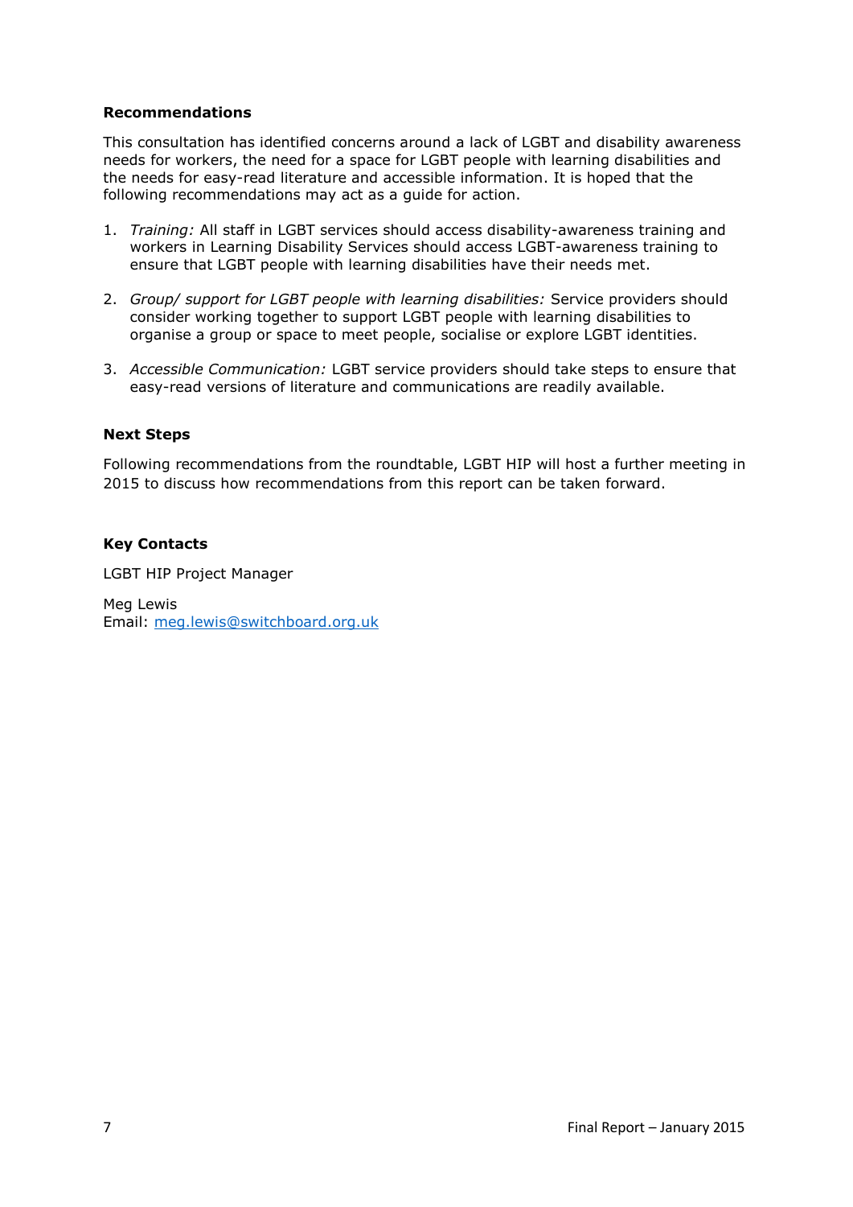## Recommendations

This consultation has identified concerns around a lack of LGBT and disability awareness needs for workers, the need for a space for LGBT people with learning disabilities and the needs for easy-read literature and accessible information. It is hoped that the following recommendations may act as a guide for action.

1. *Training:* All staff in LGBT services should access disability-awareness training and workers in Learning Disability Services should access LGBT-awareness training to ensure that LGBT people with learning disabilities have their needs met.

2. *Group/ support for LGBT people with learning disabilities:* Service providers should consider working together to support LGBT people with learning disabilities to organise a group or space to meet people, socialise or explore LGBT identities.

3. *Accessible Communication:* LGBT service providers should take steps to ensure that easy-read versions of literature and communications are readily available.

## Next Steps

Following recommendations from the roundtable, LGBT HIP will host a further meeting in 2015 to discuss how recommendations from this report can be taken forward.

## Key Contacts

LGBT HIP Project Manager

Meg Lewis
Email: meg.lewis@switchboard.org.uk